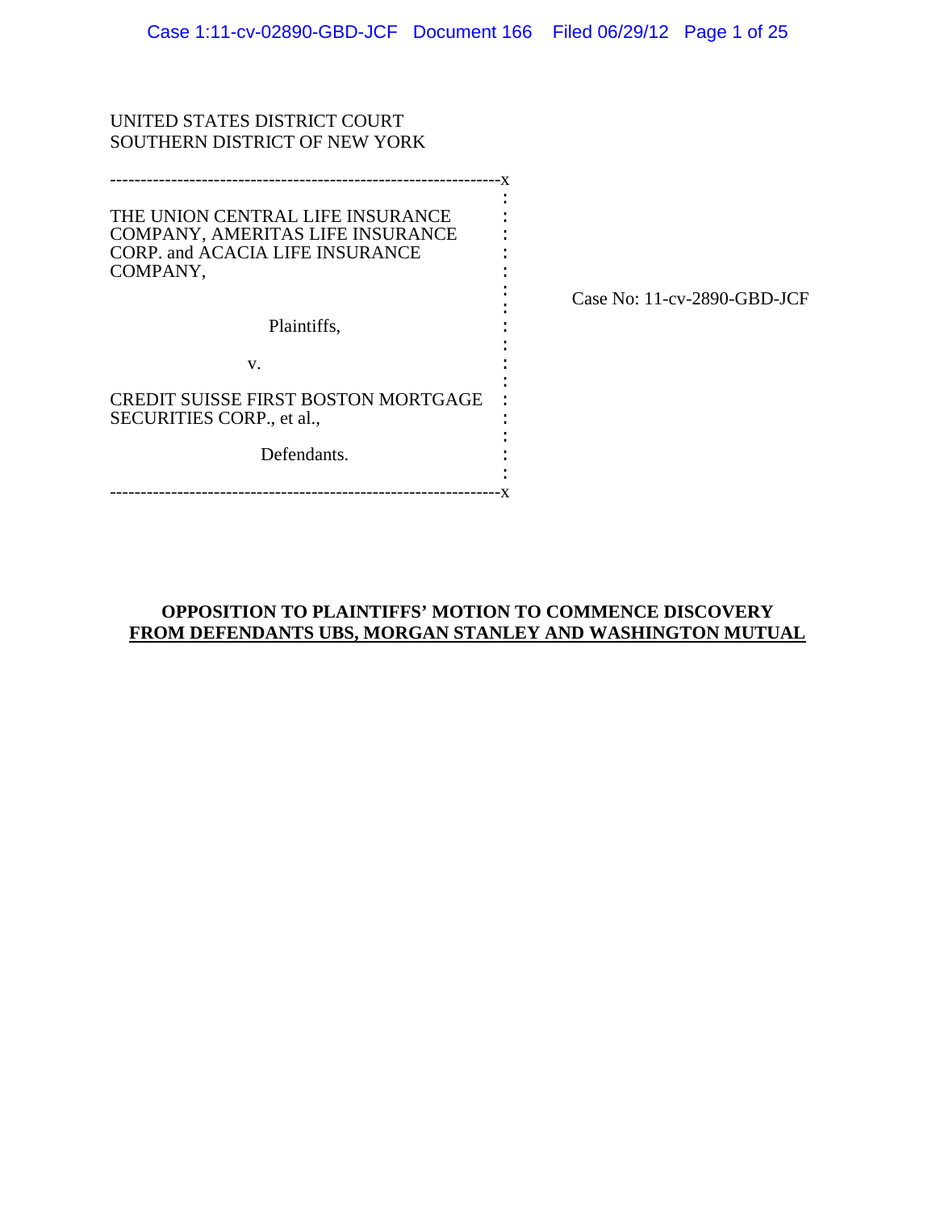UNITED STATES DISTRICT COURT
SOUTHERN DISTRICT OF NEW YORK

THE UNION CENTRAL LIFE INSURANCE COMPANY, AMERITAS LIFE INSURANCE CORP. and ACACIA LIFE INSURANCE COMPANY,

Plaintiffs,

v.

CREDIT SUISSE FIRST BOSTON MORTGAGE SECURITIES CORP., et al.,

Defendants.

Case No: 11-cv-2890-GBD-JCF

**OPPOSITION TO PLAINTIFFS' MOTION TO COMMENCE DISCOVERY FROM DEFENDANTS UBS, MORGAN STANLEY AND WASHINGTON MUTUAL**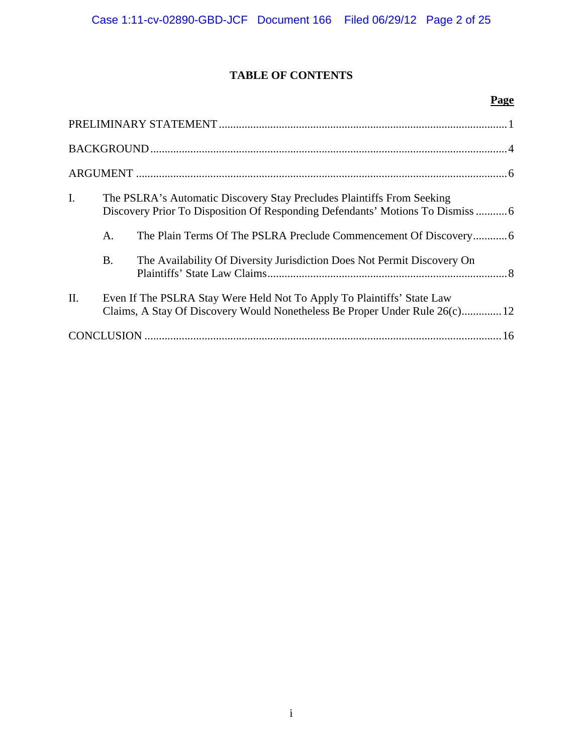# TABLE OF CONTENTS

| | | | Page |
|---|---|---|---|
| PRELIMINARY STATEMENT | | | 1 |
| BACKGROUND | | | 4 |
| ARGUMENT | | | 6 |
| I. | The PSLRA's Automatic Discovery Stay Precludes Plaintiffs From Seeking Discovery Prior To Disposition Of Responding Defendants' Motions To Dismiss | | 6 |
| | A. | The Plain Terms Of The PSLRA Preclude Commencement Of Discovery | 6 |
| | B. | The Availability Of Diversity Jurisdiction Does Not Permit Discovery On Plaintiffs' State Law Claims | 8 |
| II. | Even If The PSLRA Stay Were Held Not To Apply To Plaintiffs' State Law Claims, A Stay Of Discovery Would Nonetheless Be Proper Under Rule 26(c) | | 12 |
| CONCLUSION | | | 16 |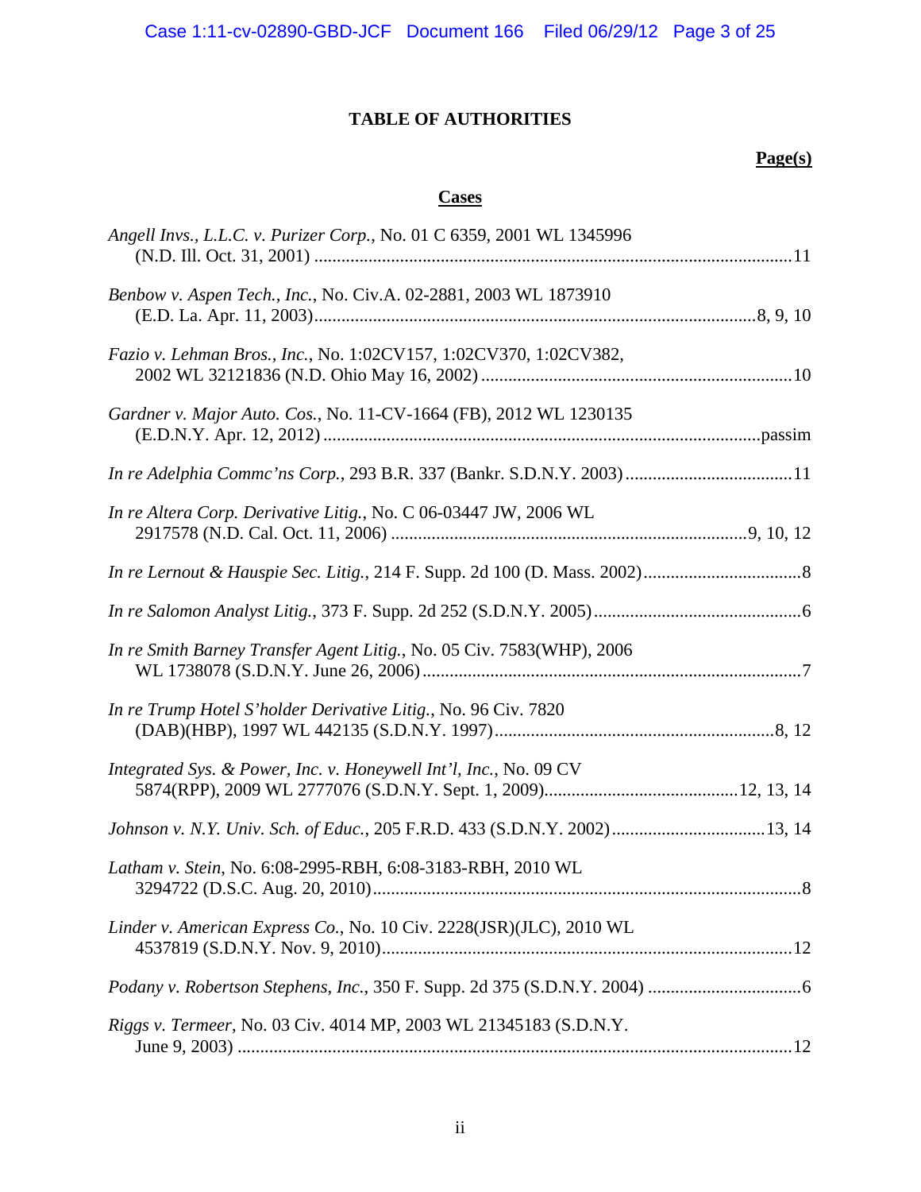# TABLE OF AUTHORITIES

**Page(s)**

## Cases

*Angell Invs., L.L.C. v. Purizer Corp.*, No. 01 C 6359, 2001 WL 1345996 (N.D. Ill. Oct. 31, 2001) ....................11

*Benbow v. Aspen Tech., Inc.*, No. Civ.A. 02-2881, 2003 WL 1873910 (E.D. La. Apr. 11, 2003)....................8, 9, 10

*Fazio v. Lehman Bros., Inc.*, No. 1:02CV157, 1:02CV370, 1:02CV382, 2002 WL 32121836 (N.D. Ohio May 16, 2002) ....................10

*Gardner v. Major Auto. Cos.*, No. 11-CV-1664 (FB), 2012 WL 1230135 (E.D.N.Y. Apr. 12, 2012) ....................passim

*In re Adelphia Commc'ns Corp.*, 293 B.R. 337 (Bankr. S.D.N.Y. 2003)....................11

*In re Altera Corp. Derivative Litig.*, No. C 06-03447 JW, 2006 WL 2917578 (N.D. Cal. Oct. 11, 2006) ....................9, 10, 12

*In re Lernout & Hauspie Sec. Litig.*, 214 F. Supp. 2d 100 (D. Mass. 2002)....................8

*In re Salomon Analyst Litig.*, 373 F. Supp. 2d 252 (S.D.N.Y. 2005)....................6

*In re Smith Barney Transfer Agent Litig.*, No. 05 Civ. 7583(WHP), 2006 WL 1738078 (S.D.N.Y. June 26, 2006)....................7

*In re Trump Hotel S'holder Derivative Litig.*, No. 96 Civ. 7820 (DAB)(HBP), 1997 WL 442135 (S.D.N.Y. 1997)....................8, 12

*Integrated Sys. & Power, Inc. v. Honeywell Int'l, Inc.*, No. 09 CV 5874(RPP), 2009 WL 2777076 (S.D.N.Y. Sept. 1, 2009)....................12, 13, 14

*Johnson v. N.Y. Univ. Sch. of Educ.*, 205 F.R.D. 433 (S.D.N.Y. 2002)....................13, 14

*Latham v. Stein*, No. 6:08-2995-RBH, 6:08-3183-RBH, 2010 WL 3294722 (D.S.C. Aug. 20, 2010)....................8

*Linder v. American Express Co.*, No. 10 Civ. 2228(JSR)(JLC), 2010 WL 4537819 (S.D.N.Y. Nov. 9, 2010)....................12

*Podany v. Robertson Stephens, Inc.*, 350 F. Supp. 2d 375 (S.D.N.Y. 2004) ....................6

*Riggs v. Termeer*, No. 03 Civ. 4014 MP, 2003 WL 21345183 (S.D.N.Y. June 9, 2003) ....................12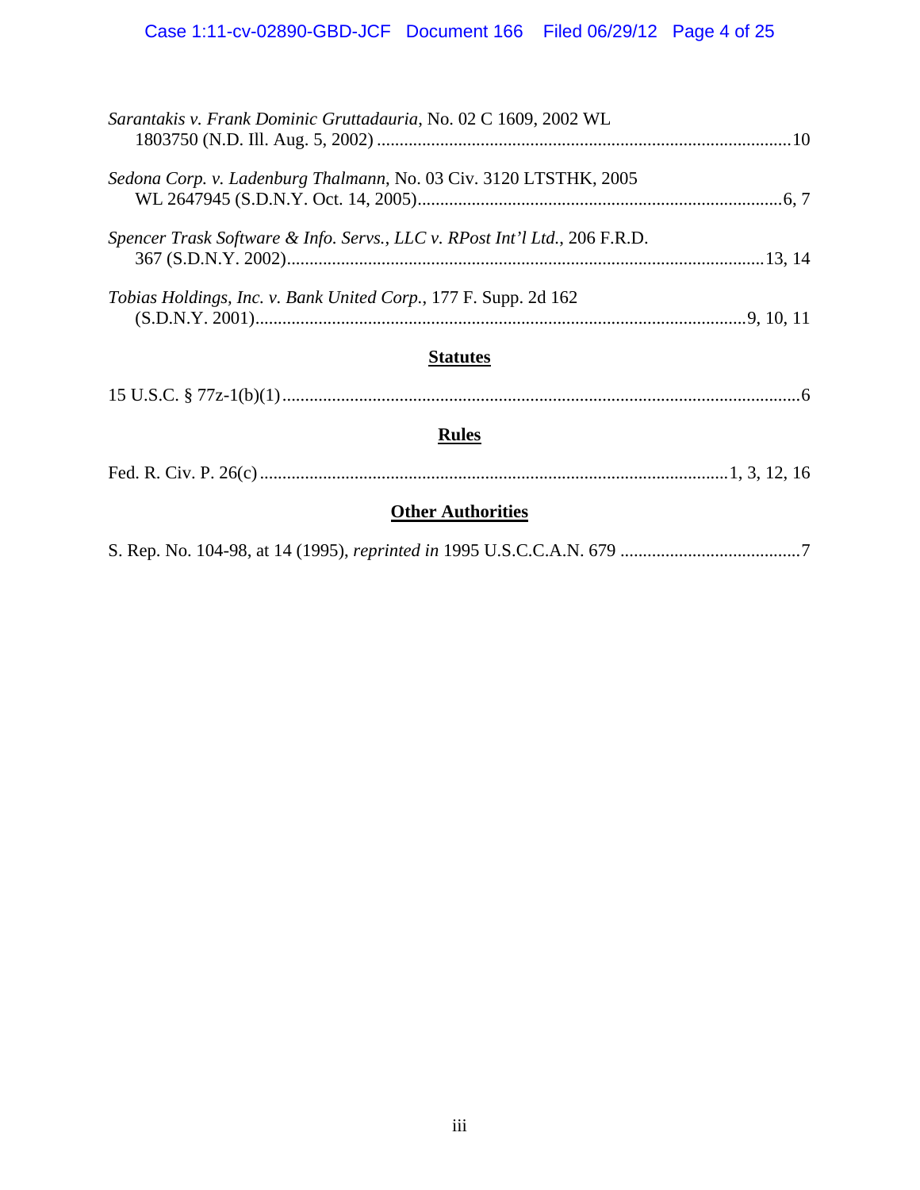*Sarantakis v. Frank Dominic Gruttadauria*, No. 02 C 1609, 2002 WL 1803750 (N.D. Ill. Aug. 5, 2002) ............................................................................................10

*Sedona Corp. v. Ladenburg Thalmann*, No. 03 Civ. 3120 LTSTHK, 2005 WL 2647945 (S.D.N.Y. Oct. 14, 2005)................................................................................6, 7

*Spencer Trask Software & Info. Servs., LLC v. RPost Int'l Ltd.*, 206 F.R.D. 367 (S.D.N.Y. 2002)........................................................................................................13, 14

*Tobias Holdings, Inc. v. Bank United Corp.*, 177 F. Supp. 2d 162 (S.D.N.Y. 2001)............................................................................................................9, 10, 11

## Statutes

15 U.S.C. § 77z-1(b)(1).......................................................................................................................6

## Rules

Fed. R. Civ. P. 26(c)..........................................................................................................1, 3, 12, 16

## Other Authorities

S. Rep. No. 104-98, at 14 (1995), *reprinted in* 1995 U.S.C.C.A.N. 679 ........................................7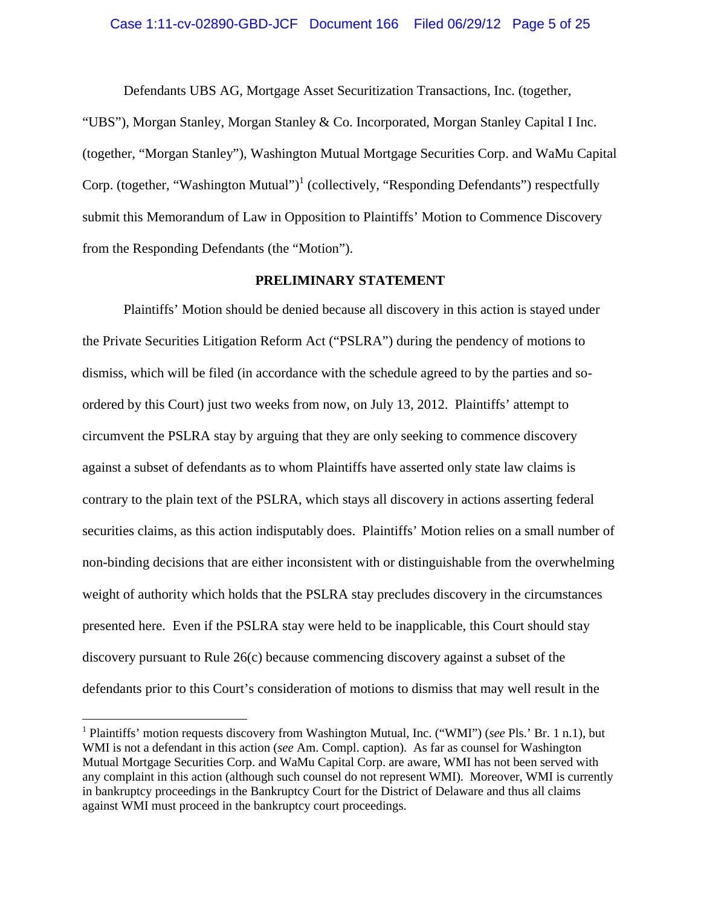Defendants UBS AG, Mortgage Asset Securitization Transactions, Inc. (together, "UBS"), Morgan Stanley, Morgan Stanley & Co. Incorporated, Morgan Stanley Capital I Inc. (together, "Morgan Stanley"), Washington Mutual Mortgage Securities Corp. and WaMu Capital Corp. (together, "Washington Mutual")[1] (collectively, "Responding Defendants") respectfully submit this Memorandum of Law in Opposition to Plaintiffs' Motion to Commence Discovery from the Responding Defendants (the "Motion").

**PRELIMINARY STATEMENT**

Plaintiffs' Motion should be denied because all discovery in this action is stayed under the Private Securities Litigation Reform Act ("PSLRA") during the pendency of motions to dismiss, which will be filed (in accordance with the schedule agreed to by the parties and so-ordered by this Court) just two weeks from now, on July 13, 2012. Plaintiffs' attempt to circumvent the PSLRA stay by arguing that they are only seeking to commence discovery against a subset of defendants as to whom Plaintiffs have asserted only state law claims is contrary to the plain text of the PSLRA, which stays all discovery in actions asserting federal securities claims, as this action indisputably does. Plaintiffs' Motion relies on a small number of non-binding decisions that are either inconsistent with or distinguishable from the overwhelming weight of authority which holds that the PSLRA stay precludes discovery in the circumstances presented here. Even if the PSLRA stay were held to be inapplicable, this Court should stay discovery pursuant to Rule 26(c) because commencing discovery against a subset of the defendants prior to this Court's consideration of motions to dismiss that may well result in the

---

[1] Plaintiffs' motion requests discovery from Washington Mutual, Inc. ("WMI") (*see* Pls.' Br. 1 n.1), but WMI is not a defendant in this action (*see* Am. Compl. caption). As far as counsel for Washington Mutual Mortgage Securities Corp. and WaMu Capital Corp. are aware, WMI has not been served with any complaint in this action (although such counsel do not represent WMI). Moreover, WMI is currently in bankruptcy proceedings in the Bankruptcy Court for the District of Delaware and thus all claims against WMI must proceed in the bankruptcy court proceedings.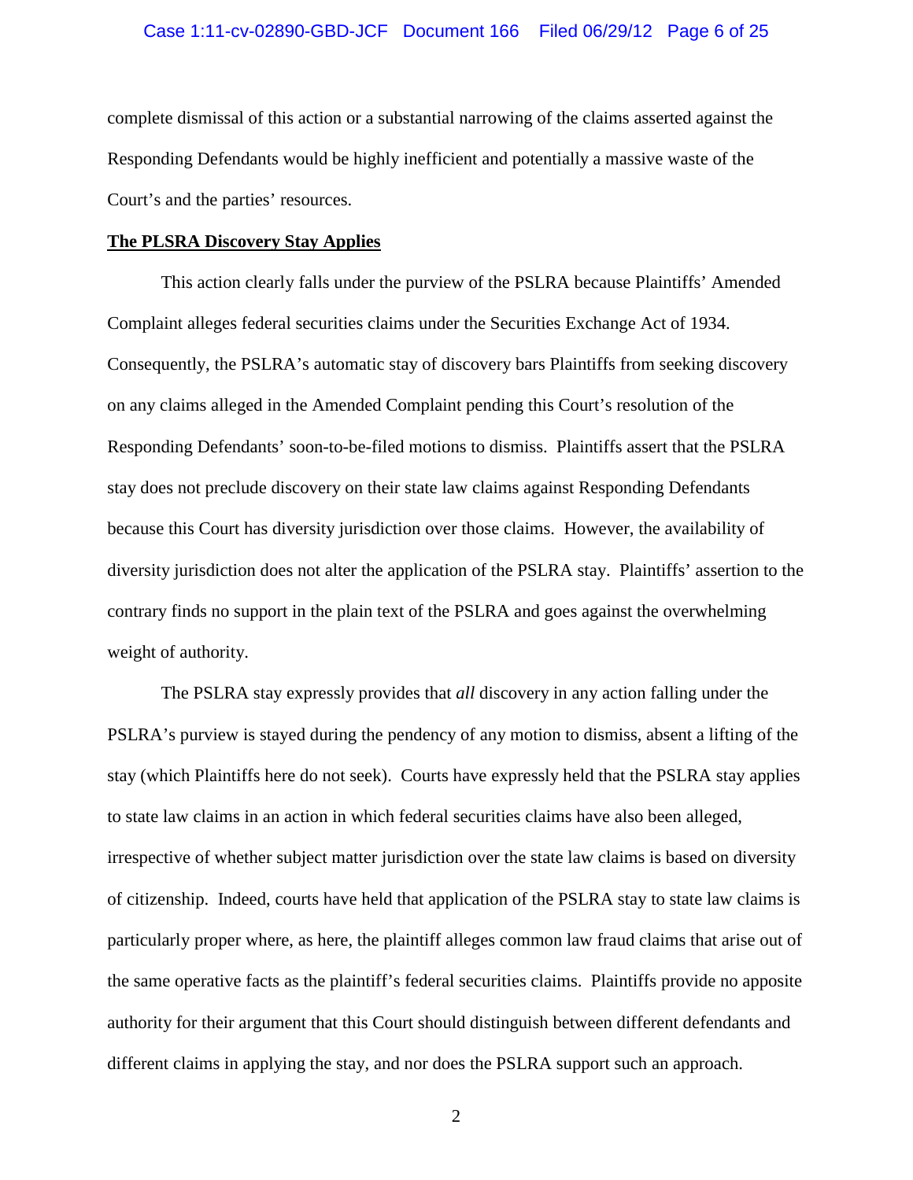complete dismissal of this action or a substantial narrowing of the claims asserted against the Responding Defendants would be highly inefficient and potentially a massive waste of the Court's and the parties' resources.

**The PLSRA Discovery Stay Applies**

This action clearly falls under the purview of the PSLRA because Plaintiffs' Amended Complaint alleges federal securities claims under the Securities Exchange Act of 1934. Consequently, the PSLRA's automatic stay of discovery bars Plaintiffs from seeking discovery on any claims alleged in the Amended Complaint pending this Court's resolution of the Responding Defendants' soon-to-be-filed motions to dismiss. Plaintiffs assert that the PSLRA stay does not preclude discovery on their state law claims against Responding Defendants because this Court has diversity jurisdiction over those claims. However, the availability of diversity jurisdiction does not alter the application of the PSLRA stay. Plaintiffs' assertion to the contrary finds no support in the plain text of the PSLRA and goes against the overwhelming weight of authority.

The PSLRA stay expressly provides that *all* discovery in any action falling under the PSLRA's purview is stayed during the pendency of any motion to dismiss, absent a lifting of the stay (which Plaintiffs here do not seek). Courts have expressly held that the PSLRA stay applies to state law claims in an action in which federal securities claims have also been alleged, irrespective of whether subject matter jurisdiction over the state law claims is based on diversity of citizenship. Indeed, courts have held that application of the PSLRA stay to state law claims is particularly proper where, as here, the plaintiff alleges common law fraud claims that arise out of the same operative facts as the plaintiff's federal securities claims. Plaintiffs provide no apposite authority for their argument that this Court should distinguish between different defendants and different claims in applying the stay, and nor does the PSLRA support such an approach.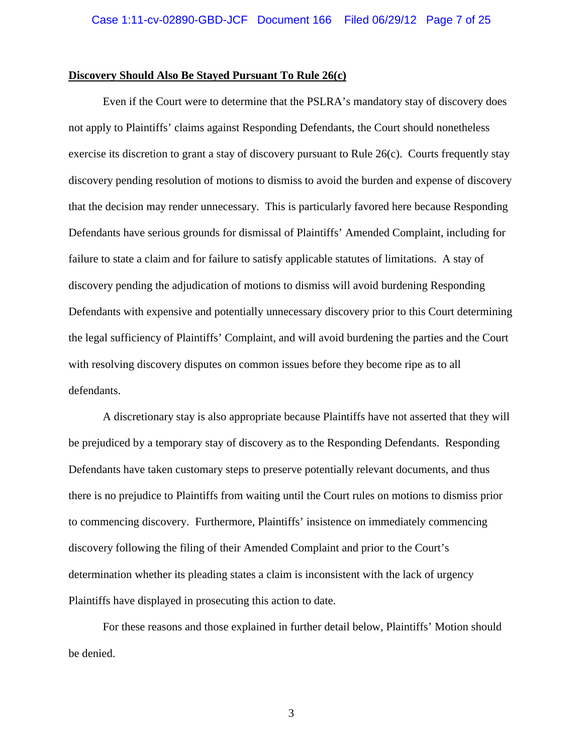**Discovery Should Also Be Stayed Pursuant To Rule 26(c)**

Even if the Court were to determine that the PSLRA's mandatory stay of discovery does not apply to Plaintiffs' claims against Responding Defendants, the Court should nonetheless exercise its discretion to grant a stay of discovery pursuant to Rule 26(c). Courts frequently stay discovery pending resolution of motions to dismiss to avoid the burden and expense of discovery that the decision may render unnecessary. This is particularly favored here because Responding Defendants have serious grounds for dismissal of Plaintiffs' Amended Complaint, including for failure to state a claim and for failure to satisfy applicable statutes of limitations. A stay of discovery pending the adjudication of motions to dismiss will avoid burdening Responding Defendants with expensive and potentially unnecessary discovery prior to this Court determining the legal sufficiency of Plaintiffs' Complaint, and will avoid burdening the parties and the Court with resolving discovery disputes on common issues before they become ripe as to all defendants.

A discretionary stay is also appropriate because Plaintiffs have not asserted that they will be prejudiced by a temporary stay of discovery as to the Responding Defendants. Responding Defendants have taken customary steps to preserve potentially relevant documents, and thus there is no prejudice to Plaintiffs from waiting until the Court rules on motions to dismiss prior to commencing discovery. Furthermore, Plaintiffs' insistence on immediately commencing discovery following the filing of their Amended Complaint and prior to the Court's determination whether its pleading states a claim is inconsistent with the lack of urgency Plaintiffs have displayed in prosecuting this action to date.

For these reasons and those explained in further detail below, Plaintiffs' Motion should be denied.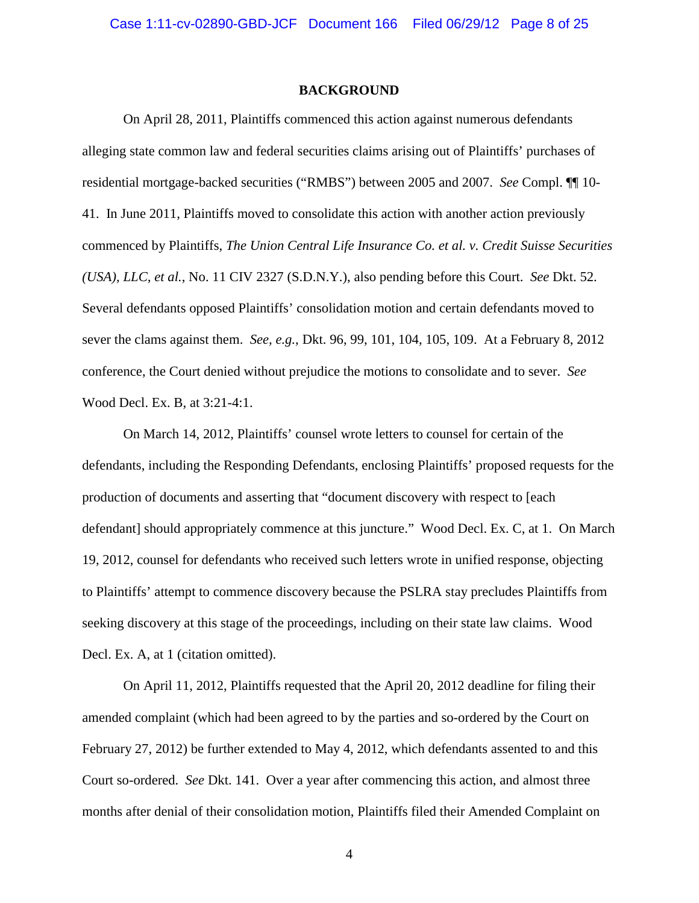**BACKGROUND**

On April 28, 2011, Plaintiffs commenced this action against numerous defendants alleging state common law and federal securities claims arising out of Plaintiffs' purchases of residential mortgage-backed securities ("RMBS") between 2005 and 2007. *See* Compl. ¶¶ 10-41. In June 2011, Plaintiffs moved to consolidate this action with another action previously commenced by Plaintiffs, *The Union Central Life Insurance Co. et al. v. Credit Suisse Securities (USA), LLC, et al.*, No. 11 CIV 2327 (S.D.N.Y.), also pending before this Court. *See* Dkt. 52. Several defendants opposed Plaintiffs' consolidation motion and certain defendants moved to sever the clams against them. *See, e.g.*, Dkt. 96, 99, 101, 104, 105, 109. At a February 8, 2012 conference, the Court denied without prejudice the motions to consolidate and to sever. *See* Wood Decl. Ex. B, at 3:21-4:1.

On March 14, 2012, Plaintiffs' counsel wrote letters to counsel for certain of the defendants, including the Responding Defendants, enclosing Plaintiffs' proposed requests for the production of documents and asserting that "document discovery with respect to [each defendant] should appropriately commence at this juncture." Wood Decl. Ex. C, at 1. On March 19, 2012, counsel for defendants who received such letters wrote in unified response, objecting to Plaintiffs' attempt to commence discovery because the PSLRA stay precludes Plaintiffs from seeking discovery at this stage of the proceedings, including on their state law claims. Wood Decl. Ex. A, at 1 (citation omitted).

On April 11, 2012, Plaintiffs requested that the April 20, 2012 deadline for filing their amended complaint (which had been agreed to by the parties and so-ordered by the Court on February 27, 2012) be further extended to May 4, 2012, which defendants assented to and this Court so-ordered. *See* Dkt. 141. Over a year after commencing this action, and almost three months after denial of their consolidation motion, Plaintiffs filed their Amended Complaint on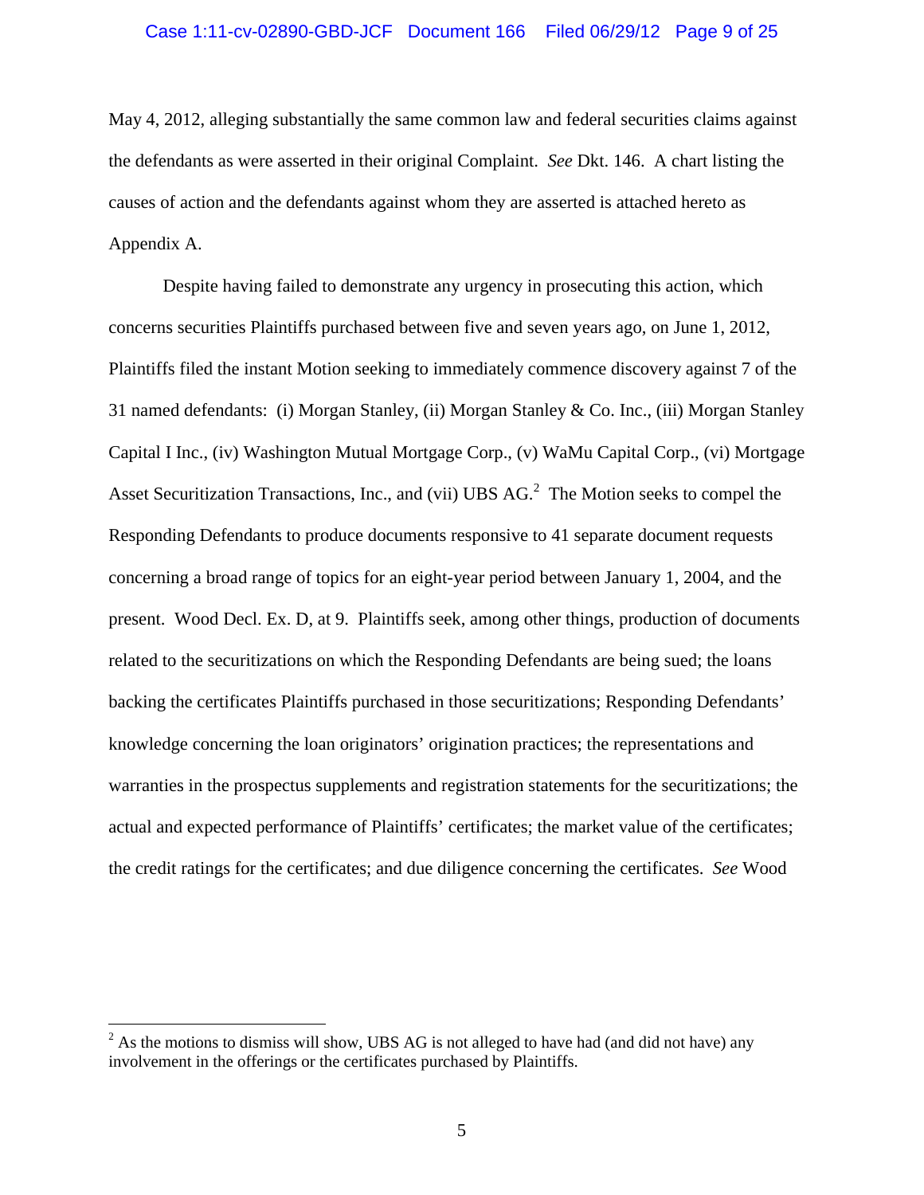May 4, 2012, alleging substantially the same common law and federal securities claims against the defendants as were asserted in their original Complaint. *See* Dkt. 146. A chart listing the causes of action and the defendants against whom they are asserted is attached hereto as Appendix A.

Despite having failed to demonstrate any urgency in prosecuting this action, which concerns securities Plaintiffs purchased between five and seven years ago, on June 1, 2012, Plaintiffs filed the instant Motion seeking to immediately commence discovery against 7 of the 31 named defendants: (i) Morgan Stanley, (ii) Morgan Stanley & Co. Inc., (iii) Morgan Stanley Capital I Inc., (iv) Washington Mutual Mortgage Corp., (v) WaMu Capital Corp., (vi) Mortgage Asset Securitization Transactions, Inc., and (vii) UBS AG.[2] The Motion seeks to compel the Responding Defendants to produce documents responsive to 41 separate document requests concerning a broad range of topics for an eight-year period between January 1, 2004, and the present. Wood Decl. Ex. D, at 9. Plaintiffs seek, among other things, production of documents related to the securitizations on which the Responding Defendants are being sued; the loans backing the certificates Plaintiffs purchased in those securitizations; Responding Defendants' knowledge concerning the loan originators' origination practices; the representations and warranties in the prospectus supplements and registration statements for the securitizations; the actual and expected performance of Plaintiffs' certificates; the market value of the certificates; the credit ratings for the certificates; and due diligence concerning the certificates. *See* Wood

[2] As the motions to dismiss will show, UBS AG is not alleged to have had (and did not have) any involvement in the offerings or the certificates purchased by Plaintiffs.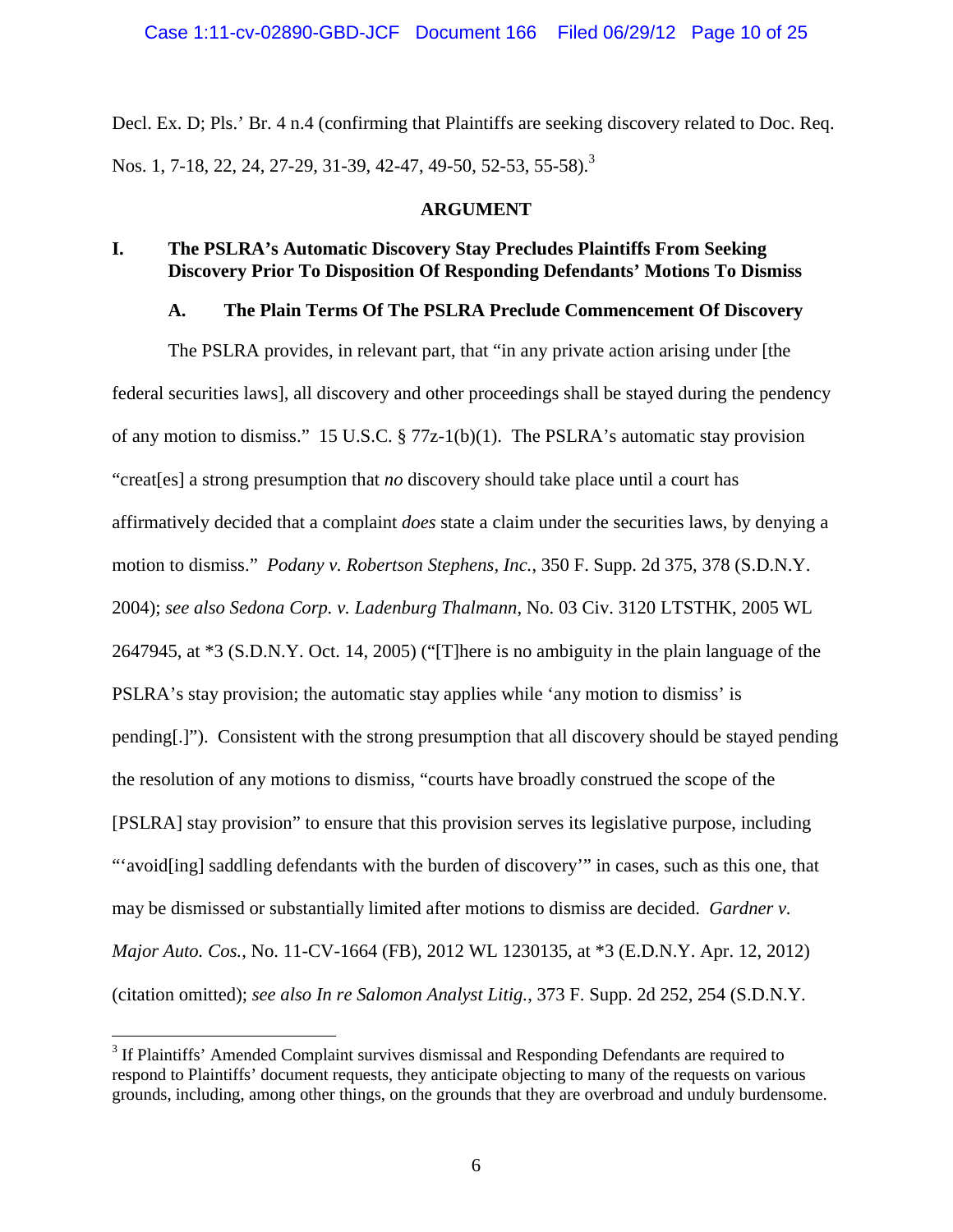Decl. Ex. D; Pls.' Br. 4 n.4 (confirming that Plaintiffs are seeking discovery related to Doc. Req. Nos. 1, 7-18, 22, 24, 27-29, 31-39, 42-47, 49-50, 52-53, 55-58).[3]

## ARGUMENT

### I. The PSLRA's Automatic Discovery Stay Precludes Plaintiffs From Seeking Discovery Prior To Disposition Of Responding Defendants' Motions To Dismiss

#### A. The Plain Terms Of The PSLRA Preclude Commencement Of Discovery

The PSLRA provides, in relevant part, that "in any private action arising under [the federal securities laws], all discovery and other proceedings shall be stayed during the pendency of any motion to dismiss." 15 U.S.C. § 77z-1(b)(1). The PSLRA's automatic stay provision "creat[es] a strong presumption that *no* discovery should take place until a court has affirmatively decided that a complaint *does* state a claim under the securities laws, by denying a motion to dismiss." *Podany v. Robertson Stephens, Inc.*, 350 F. Supp. 2d 375, 378 (S.D.N.Y. 2004); *see also Sedona Corp. v. Ladenburg Thalmann*, No. 03 Civ. 3120 LTSTHK, 2005 WL 2647945, at *3 (S.D.N.Y. Oct. 14, 2005) ("[T]here is no ambiguity in the plain language of the PSLRA's stay provision; the automatic stay applies while 'any motion to dismiss' is pending[.]"). Consistent with the strong presumption that all discovery should be stayed pending the resolution of any motions to dismiss, "courts have broadly construed the scope of the [PSLRA] stay provision" to ensure that this provision serves its legislative purpose, including "'avoid[ing] saddling defendants with the burden of discovery'" in cases, such as this one, that may be dismissed or substantially limited after motions to dismiss are decided. *Gardner v. Major Auto. Cos.*, No. 11-CV-1664 (FB), 2012 WL 1230135, at *3 (E.D.N.Y. Apr. 12, 2012) (citation omitted); *see also In re Salomon Analyst Litig.*, 373 F. Supp. 2d 252, 254 (S.D.N.Y.

[3] If Plaintiffs' Amended Complaint survives dismissal and Responding Defendants are required to respond to Plaintiffs' document requests, they anticipate objecting to many of the requests on various grounds, including, among other things, on the grounds that they are overbroad and unduly burdensome.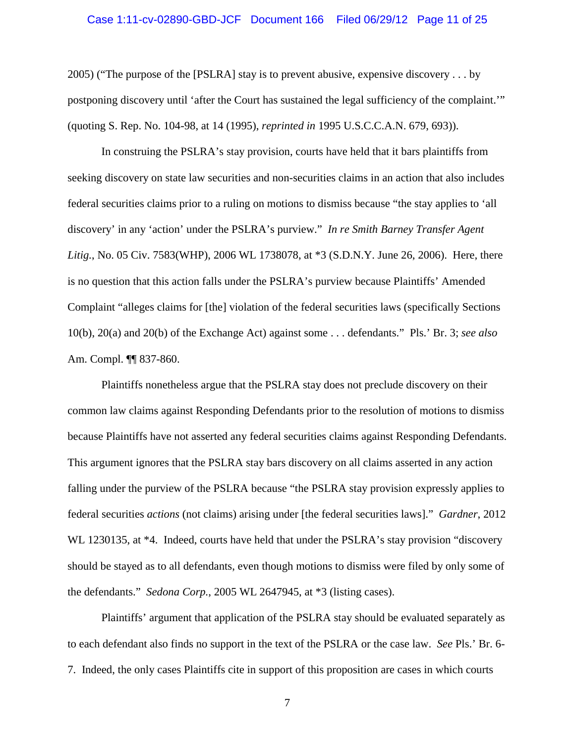2005) ("The purpose of the [PSLRA] stay is to prevent abusive, expensive discovery . . . by postponing discovery until 'after the Court has sustained the legal sufficiency of the complaint.'" (quoting S. Rep. No. 104-98, at 14 (1995), *reprinted in* 1995 U.S.C.C.A.N. 679, 693)).

In construing the PSLRA's stay provision, courts have held that it bars plaintiffs from seeking discovery on state law securities and non-securities claims in an action that also includes federal securities claims prior to a ruling on motions to dismiss because "the stay applies to 'all discovery' in any 'action' under the PSLRA's purview." *In re Smith Barney Transfer Agent Litig.*, No. 05 Civ. 7583(WHP), 2006 WL 1738078, at *3 (S.D.N.Y. June 26, 2006). Here, there is no question that this action falls under the PSLRA's purview because Plaintiffs' Amended Complaint "alleges claims for [the] violation of the federal securities laws (specifically Sections 10(b), 20(a) and 20(b) of the Exchange Act) against some . . . defendants." Pls.' Br. 3; *see also* Am. Compl. ¶¶ 837-860.

Plaintiffs nonetheless argue that the PSLRA stay does not preclude discovery on their common law claims against Responding Defendants prior to the resolution of motions to dismiss because Plaintiffs have not asserted any federal securities claims against Responding Defendants. This argument ignores that the PSLRA stay bars discovery on all claims asserted in any action falling under the purview of the PSLRA because "the PSLRA stay provision expressly applies to federal securities *actions* (not claims) arising under [the federal securities laws]." *Gardner*, 2012 WL 1230135, at *4. Indeed, courts have held that under the PSLRA's stay provision "discovery should be stayed as to all defendants, even though motions to dismiss were filed by only some of the defendants." *Sedona Corp.*, 2005 WL 2647945, at *3 (listing cases).

Plaintiffs' argument that application of the PSLRA stay should be evaluated separately as to each defendant also finds no support in the text of the PSLRA or the case law. *See* Pls.' Br. 6-7. Indeed, the only cases Plaintiffs cite in support of this proposition are cases in which courts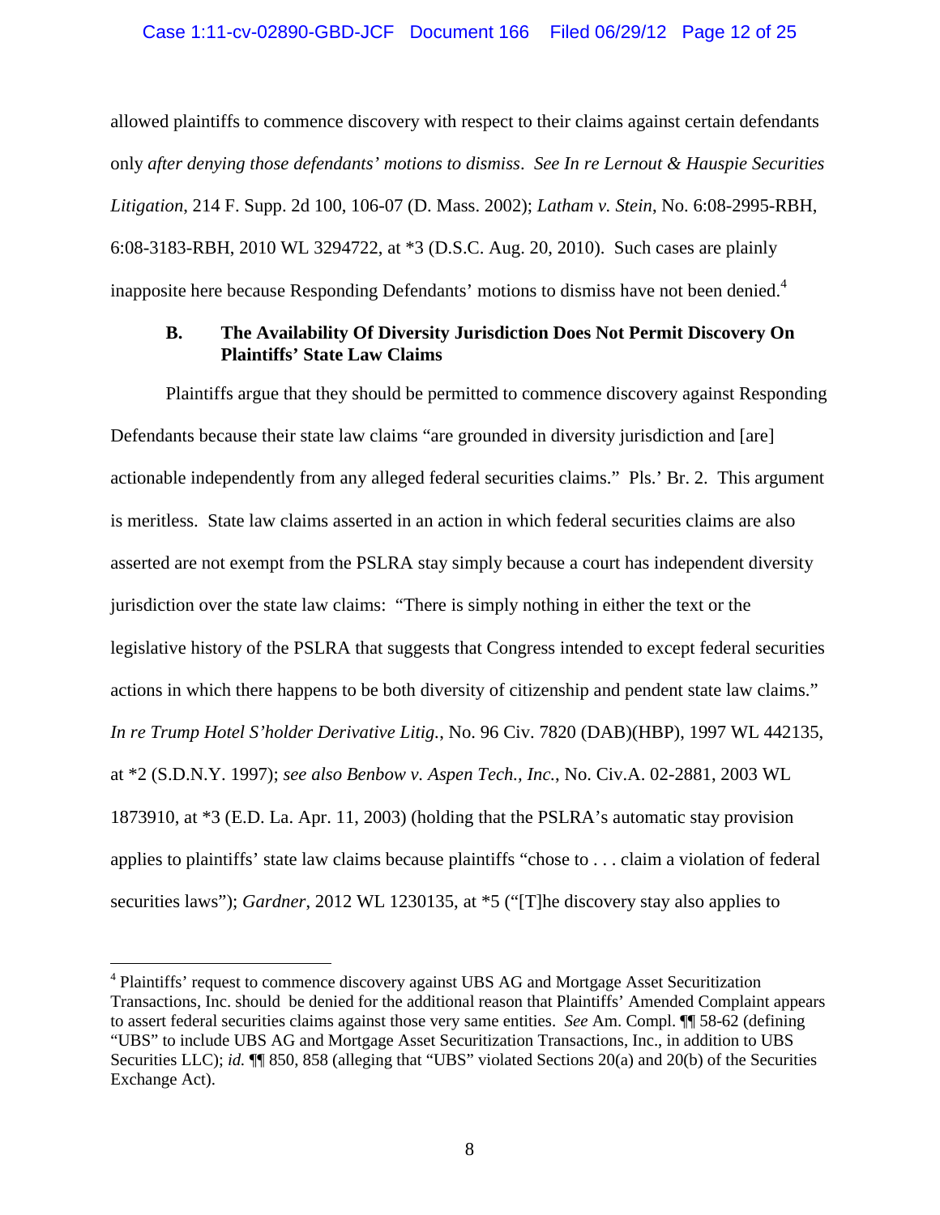allowed plaintiffs to commence discovery with respect to their claims against certain defendants only *after denying those defendants' motions to dismiss*. *See In re Lernout & Hauspie Securities Litigation*, 214 F. Supp. 2d 100, 106-07 (D. Mass. 2002); *Latham v. Stein*, No. 6:08-2995-RBH, 6:08-3183-RBH, 2010 WL 3294722, at *3 (D.S.C. Aug. 20, 2010). Such cases are plainly inapposite here because Responding Defendants' motions to dismiss have not been denied.[4]

### B. The Availability Of Diversity Jurisdiction Does Not Permit Discovery On Plaintiffs' State Law Claims

Plaintiffs argue that they should be permitted to commence discovery against Responding Defendants because their state law claims "are grounded in diversity jurisdiction and [are] actionable independently from any alleged federal securities claims." Pls.' Br. 2. This argument is meritless. State law claims asserted in an action in which federal securities claims are also asserted are not exempt from the PSLRA stay simply because a court has independent diversity jurisdiction over the state law claims: "There is simply nothing in either the text or the legislative history of the PSLRA that suggests that Congress intended to except federal securities actions in which there happens to be both diversity of citizenship and pendent state law claims." *In re Trump Hotel S'holder Derivative Litig.*, No. 96 Civ. 7820 (DAB)(HBP), 1997 WL 442135, at *2 (S.D.N.Y. 1997); *see also Benbow v. Aspen Tech., Inc.*, No. Civ.A. 02-2881, 2003 WL 1873910, at *3 (E.D. La. Apr. 11, 2003) (holding that the PSLRA's automatic stay provision applies to plaintiffs' state law claims because plaintiffs "chose to . . . claim a violation of federal securities laws"); *Gardner*, 2012 WL 1230135, at *5 ("[T]he discovery stay also applies to

---

[4] Plaintiffs' request to commence discovery against UBS AG and Mortgage Asset Securitization Transactions, Inc. should be denied for the additional reason that Plaintiffs' Amended Complaint appears to assert federal securities claims against those very same entities. *See* Am. Compl. ¶¶ 58-62 (defining "UBS" to include UBS AG and Mortgage Asset Securitization Transactions, Inc., in addition to UBS Securities LLC); *id.* ¶¶ 850, 858 (alleging that "UBS" violated Sections 20(a) and 20(b) of the Securities Exchange Act).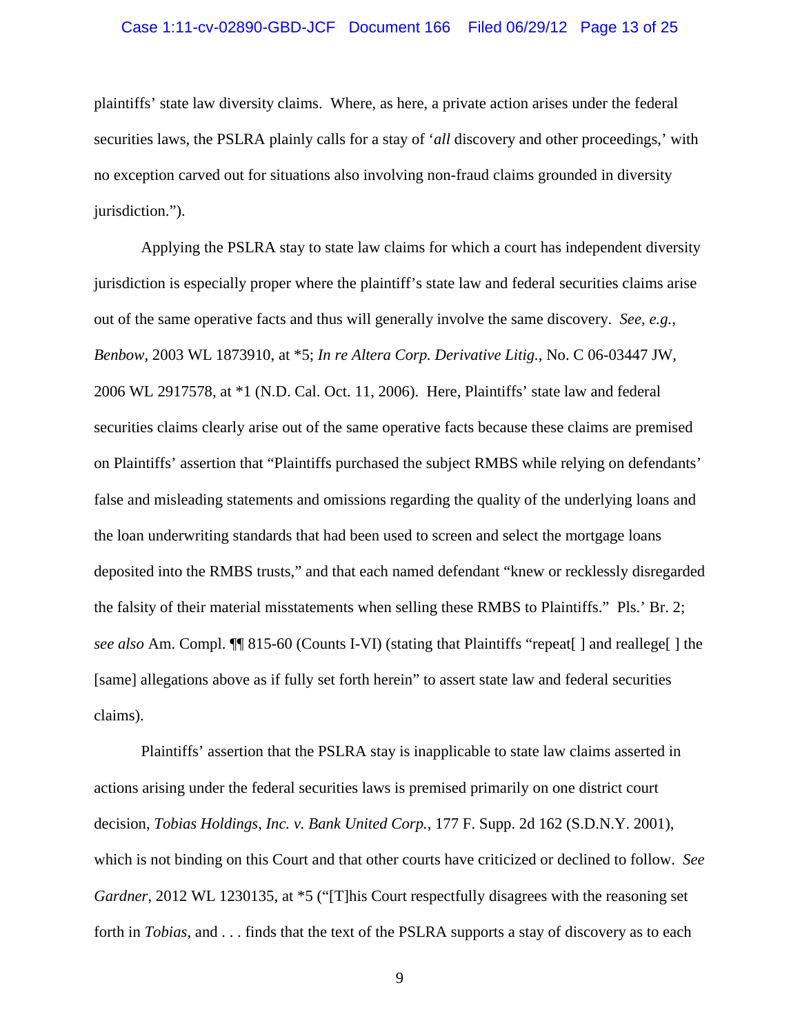plaintiffs' state law diversity claims. Where, as here, a private action arises under the federal securities laws, the PSLRA plainly calls for a stay of '*all* discovery and other proceedings,' with no exception carved out for situations also involving non-fraud claims grounded in diversity jurisdiction.").

Applying the PSLRA stay to state law claims for which a court has independent diversity jurisdiction is especially proper where the plaintiff's state law and federal securities claims arise out of the same operative facts and thus will generally involve the same discovery. *See, e.g.*, *Benbow*, 2003 WL 1873910, at *5; *In re Altera Corp. Derivative Litig.*, No. C 06-03447 JW, 2006 WL 2917578, at *1 (N.D. Cal. Oct. 11, 2006). Here, Plaintiffs' state law and federal securities claims clearly arise out of the same operative facts because these claims are premised on Plaintiffs' assertion that "Plaintiffs purchased the subject RMBS while relying on defendants' false and misleading statements and omissions regarding the quality of the underlying loans and the loan underwriting standards that had been used to screen and select the mortgage loans deposited into the RMBS trusts," and that each named defendant "knew or recklessly disregarded the falsity of their material misstatements when selling these RMBS to Plaintiffs." Pls.' Br. 2; *see also* Am. Compl. ¶¶ 815-60 (Counts I-VI) (stating that Plaintiffs "repeat[ ] and reallege[ ] the [same] allegations above as if fully set forth herein" to assert state law and federal securities claims).

Plaintiffs' assertion that the PSLRA stay is inapplicable to state law claims asserted in actions arising under the federal securities laws is premised primarily on one district court decision, *Tobias Holdings, Inc. v. Bank United Corp.*, 177 F. Supp. 2d 162 (S.D.N.Y. 2001), which is not binding on this Court and that other courts have criticized or declined to follow. *See Gardner*, 2012 WL 1230135, at *5 ("[T]his Court respectfully disagrees with the reasoning set forth in *Tobias*, and . . . finds that the text of the PSLRA supports a stay of discovery as to each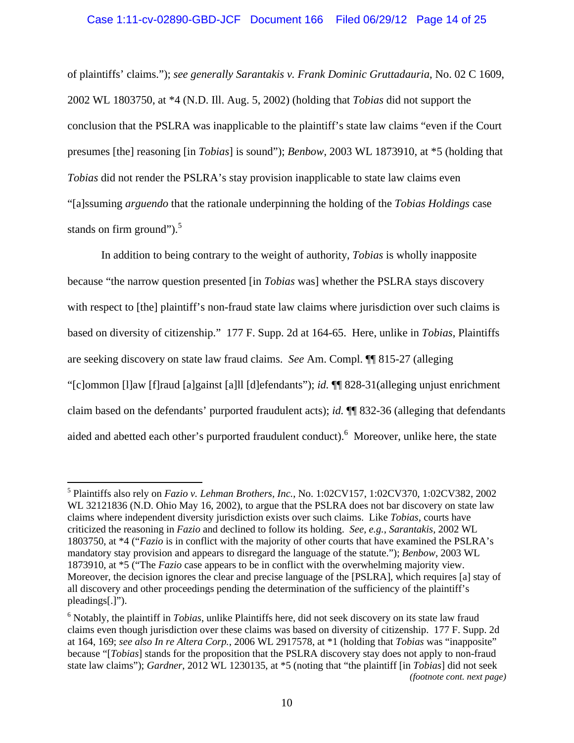of plaintiffs' claims."); *see generally Sarantakis v. Frank Dominic Gruttadauria*, No. 02 C 1609, 2002 WL 1803750, at *4 (N.D. Ill. Aug. 5, 2002) (holding that *Tobias* did not support the conclusion that the PSLRA was inapplicable to the plaintiff's state law claims "even if the Court presumes [the] reasoning [in *Tobias*] is sound"); *Benbow*, 2003 WL 1873910, at *5 (holding that *Tobias* did not render the PSLRA's stay provision inapplicable to state law claims even "[a]ssuming *arguendo* that the rationale underpinning the holding of the *Tobias Holdings* case stands on firm ground").[5]

In addition to being contrary to the weight of authority, *Tobias* is wholly inapposite because "the narrow question presented [in *Tobias* was] whether the PSLRA stays discovery with respect to [the] plaintiff's non-fraud state law claims where jurisdiction over such claims is based on diversity of citizenship." 177 F. Supp. 2d at 164-65. Here, unlike in *Tobias*, Plaintiffs are seeking discovery on state law fraud claims. *See* Am. Compl. ¶¶ 815-27 (alleging "[c]ommon [l]aw [f]raud [a]gainst [a]ll [d]efendants"); *id.* ¶¶ 828-31(alleging unjust enrichment claim based on the defendants' purported fraudulent acts); *id.* ¶¶ 832-36 (alleging that defendants aided and abetted each other's purported fraudulent conduct).[6] Moreover, unlike here, the state

---

[5] Plaintiffs also rely on *Fazio v. Lehman Brothers, Inc.*, No. 1:02CV157, 1:02CV370, 1:02CV382, 2002 WL 32121836 (N.D. Ohio May 16, 2002), to argue that the PSLRA does not bar discovery on state law claims where independent diversity jurisdiction exists over such claims. Like *Tobias*, courts have criticized the reasoning in *Fazio* and declined to follow its holding. *See, e.g.*, *Sarantakis*, 2002 WL 1803750, at *4 ("*Fazio* is in conflict with the majority of other courts that have examined the PSLRA's mandatory stay provision and appears to disregard the language of the statute."); *Benbow*, 2003 WL 1873910, at *5 ("The *Fazio* case appears to be in conflict with the overwhelming majority view. Moreover, the decision ignores the clear and precise language of the [PSLRA], which requires [a] stay of all discovery and other proceedings pending the determination of the sufficiency of the plaintiff's pleadings[.]").

[6] Notably, the plaintiff in *Tobias*, unlike Plaintiffs here, did not seek discovery on its state law fraud claims even though jurisdiction over these claims was based on diversity of citizenship. 177 F. Supp. 2d at 164, 169; *see also In re Altera Corp.*, 2006 WL 2917578, at *1 (holding that *Tobias* was "inapposite" because "[*Tobias*] stands for the proposition that the PSLRA discovery stay does not apply to non-fraud state law claims"); *Gardner*, 2012 WL 1230135, at *5 (noting that "the plaintiff [in *Tobias*] did not seek

*(footnote cont. next page)*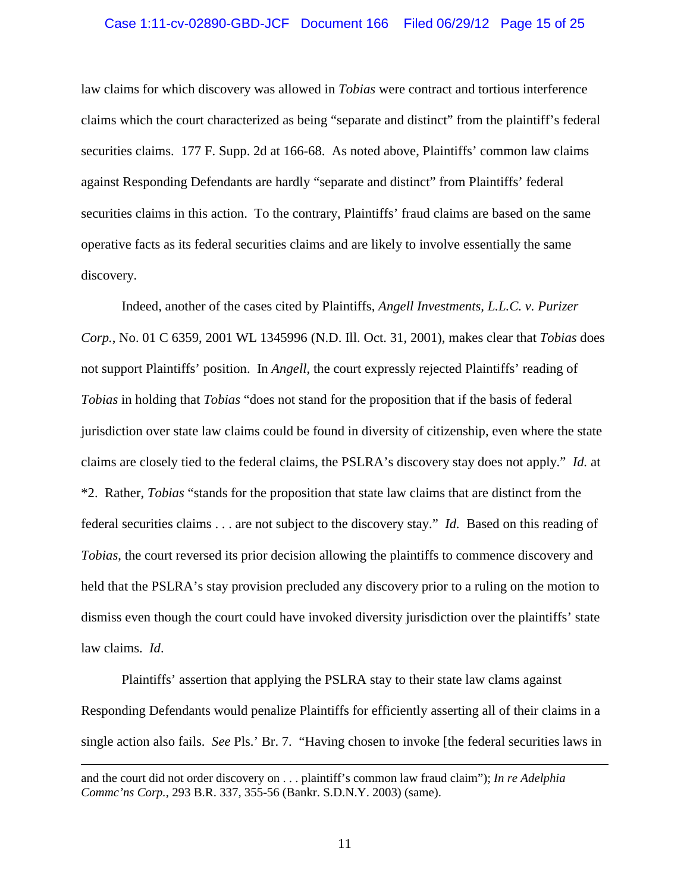law claims for which discovery was allowed in *Tobias* were contract and tortious interference claims which the court characterized as being "separate and distinct" from the plaintiff's federal securities claims. 177 F. Supp. 2d at 166-68. As noted above, Plaintiffs' common law claims against Responding Defendants are hardly "separate and distinct" from Plaintiffs' federal securities claims in this action. To the contrary, Plaintiffs' fraud claims are based on the same operative facts as its federal securities claims and are likely to involve essentially the same discovery.

Indeed, another of the cases cited by Plaintiffs, *Angell Investments, L.L.C. v. Purizer Corp.*, No. 01 C 6359, 2001 WL 1345996 (N.D. Ill. Oct. 31, 2001), makes clear that *Tobias* does not support Plaintiffs' position. In *Angell*, the court expressly rejected Plaintiffs' reading of *Tobias* in holding that *Tobias* "does not stand for the proposition that if the basis of federal jurisdiction over state law claims could be found in diversity of citizenship, even where the state claims are closely tied to the federal claims, the PSLRA's discovery stay does not apply." *Id.* at *2. Rather, *Tobias* "stands for the proposition that state law claims that are distinct from the federal securities claims . . . are not subject to the discovery stay." *Id.* Based on this reading of *Tobias*, the court reversed its prior decision allowing the plaintiffs to commence discovery and held that the PSLRA's stay provision precluded any discovery prior to a ruling on the motion to dismiss even though the court could have invoked diversity jurisdiction over the plaintiffs' state law claims. *Id*.

Plaintiffs' assertion that applying the PSLRA stay to their state law clams against Responding Defendants would penalize Plaintiffs for efficiently asserting all of their claims in a single action also fails. *See* Pls.' Br. 7. "Having chosen to invoke [the federal securities laws in

---

and the court did not order discovery on . . . plaintiff's common law fraud claim"); *In re Adelphia Commc'ns Corp.*, 293 B.R. 337, 355-56 (Bankr. S.D.N.Y. 2003) (same).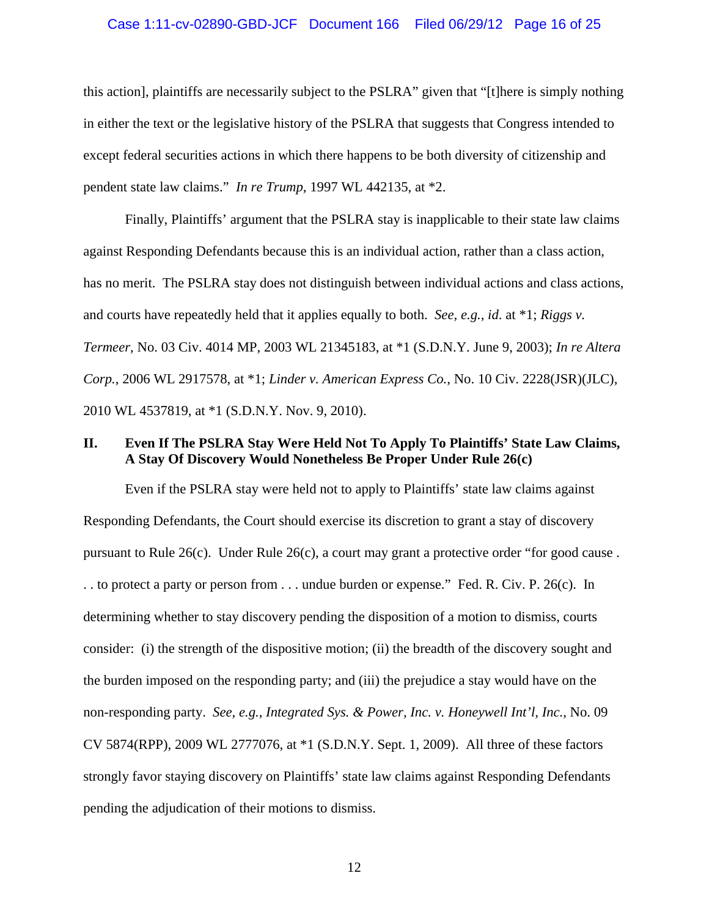this action], plaintiffs are necessarily subject to the PSLRA" given that "[t]here is simply nothing in either the text or the legislative history of the PSLRA that suggests that Congress intended to except federal securities actions in which there happens to be both diversity of citizenship and pendent state law claims." *In re Trump*, 1997 WL 442135, at *2.

Finally, Plaintiffs' argument that the PSLRA stay is inapplicable to their state law claims against Responding Defendants because this is an individual action, rather than a class action, has no merit. The PSLRA stay does not distinguish between individual actions and class actions, and courts have repeatedly held that it applies equally to both. *See, e.g.*, *id.* at *1; *Riggs v. Termeer*, No. 03 Civ. 4014 MP, 2003 WL 21345183, at *1 (S.D.N.Y. June 9, 2003); *In re Altera Corp.*, 2006 WL 2917578, at *1; *Linder v. American Express Co.*, No. 10 Civ. 2228(JSR)(JLC), 2010 WL 4537819, at *1 (S.D.N.Y. Nov. 9, 2010).

## II. Even If The PSLRA Stay Were Held Not To Apply To Plaintiffs' State Law Claims, A Stay Of Discovery Would Nonetheless Be Proper Under Rule 26(c)

Even if the PSLRA stay were held not to apply to Plaintiffs' state law claims against Responding Defendants, the Court should exercise its discretion to grant a stay of discovery pursuant to Rule 26(c). Under Rule 26(c), a court may grant a protective order "for good cause . . . to protect a party or person from . . . undue burden or expense." Fed. R. Civ. P. 26(c). In determining whether to stay discovery pending the disposition of a motion to dismiss, courts consider: (i) the strength of the dispositive motion; (ii) the breadth of the discovery sought and the burden imposed on the responding party; and (iii) the prejudice a stay would have on the non-responding party. *See, e.g.*, *Integrated Sys. & Power, Inc. v. Honeywell Int'l, Inc.*, No. 09 CV 5874(RPP), 2009 WL 2777076, at *1 (S.D.N.Y. Sept. 1, 2009). All three of these factors strongly favor staying discovery on Plaintiffs' state law claims against Responding Defendants pending the adjudication of their motions to dismiss.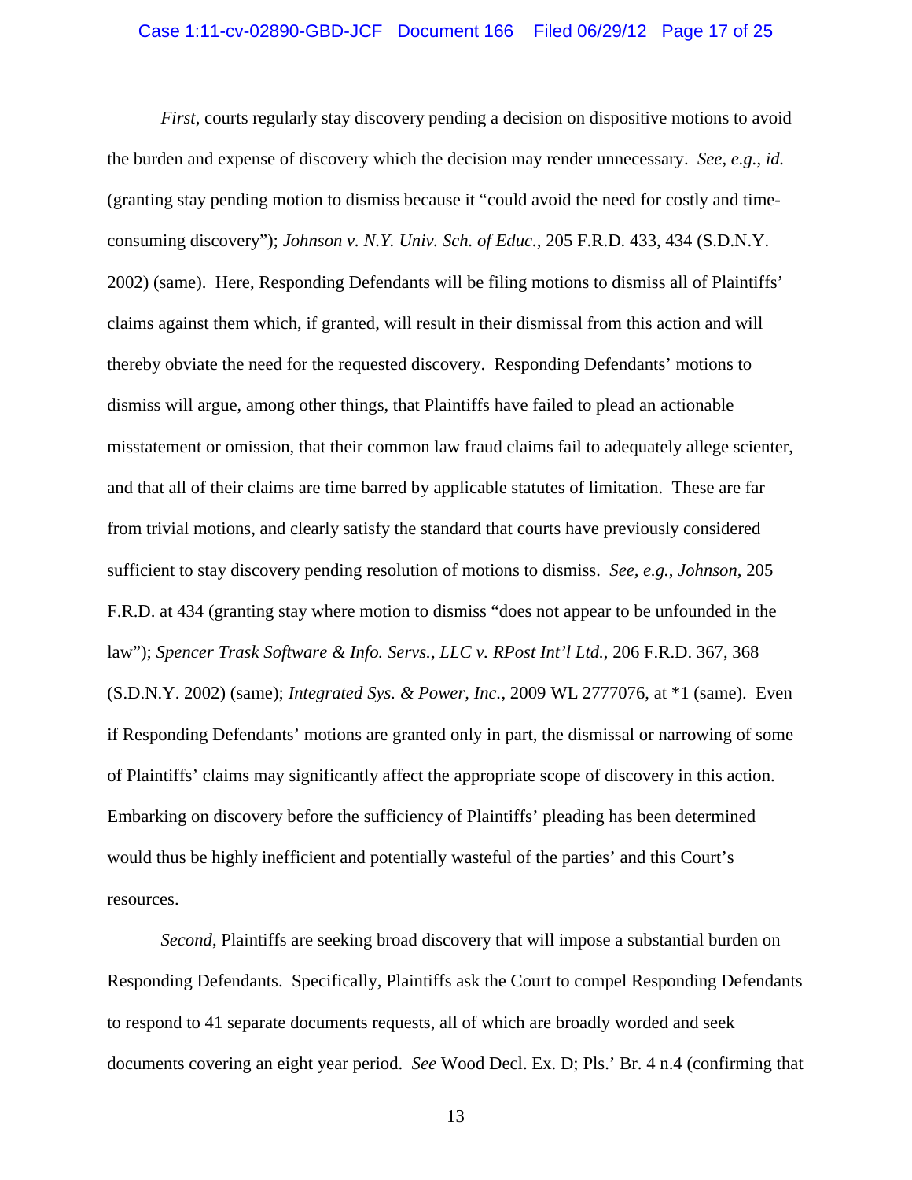*First*, courts regularly stay discovery pending a decision on dispositive motions to avoid the burden and expense of discovery which the decision may render unnecessary. *See, e.g.*, *id.* (granting stay pending motion to dismiss because it "could avoid the need for costly and time-consuming discovery"); *Johnson v. N.Y. Univ. Sch. of Educ.*, 205 F.R.D. 433, 434 (S.D.N.Y. 2002) (same). Here, Responding Defendants will be filing motions to dismiss all of Plaintiffs' claims against them which, if granted, will result in their dismissal from this action and will thereby obviate the need for the requested discovery. Responding Defendants' motions to dismiss will argue, among other things, that Plaintiffs have failed to plead an actionable misstatement or omission, that their common law fraud claims fail to adequately allege scienter, and that all of their claims are time barred by applicable statutes of limitation. These are far from trivial motions, and clearly satisfy the standard that courts have previously considered sufficient to stay discovery pending resolution of motions to dismiss. *See, e.g.*, *Johnson*, 205 F.R.D. at 434 (granting stay where motion to dismiss "does not appear to be unfounded in the law"); *Spencer Trask Software & Info. Servs., LLC v. RPost Int'l Ltd.*, 206 F.R.D. 367, 368 (S.D.N.Y. 2002) (same); *Integrated Sys. & Power, Inc.*, 2009 WL 2777076, at *1 (same). Even if Responding Defendants' motions are granted only in part, the dismissal or narrowing of some of Plaintiffs' claims may significantly affect the appropriate scope of discovery in this action. Embarking on discovery before the sufficiency of Plaintiffs' pleading has been determined would thus be highly inefficient and potentially wasteful of the parties' and this Court's resources.

*Second*, Plaintiffs are seeking broad discovery that will impose a substantial burden on Responding Defendants. Specifically, Plaintiffs ask the Court to compel Responding Defendants to respond to 41 separate documents requests, all of which are broadly worded and seek documents covering an eight year period. *See* Wood Decl. Ex. D; Pls.' Br. 4 n.4 (confirming that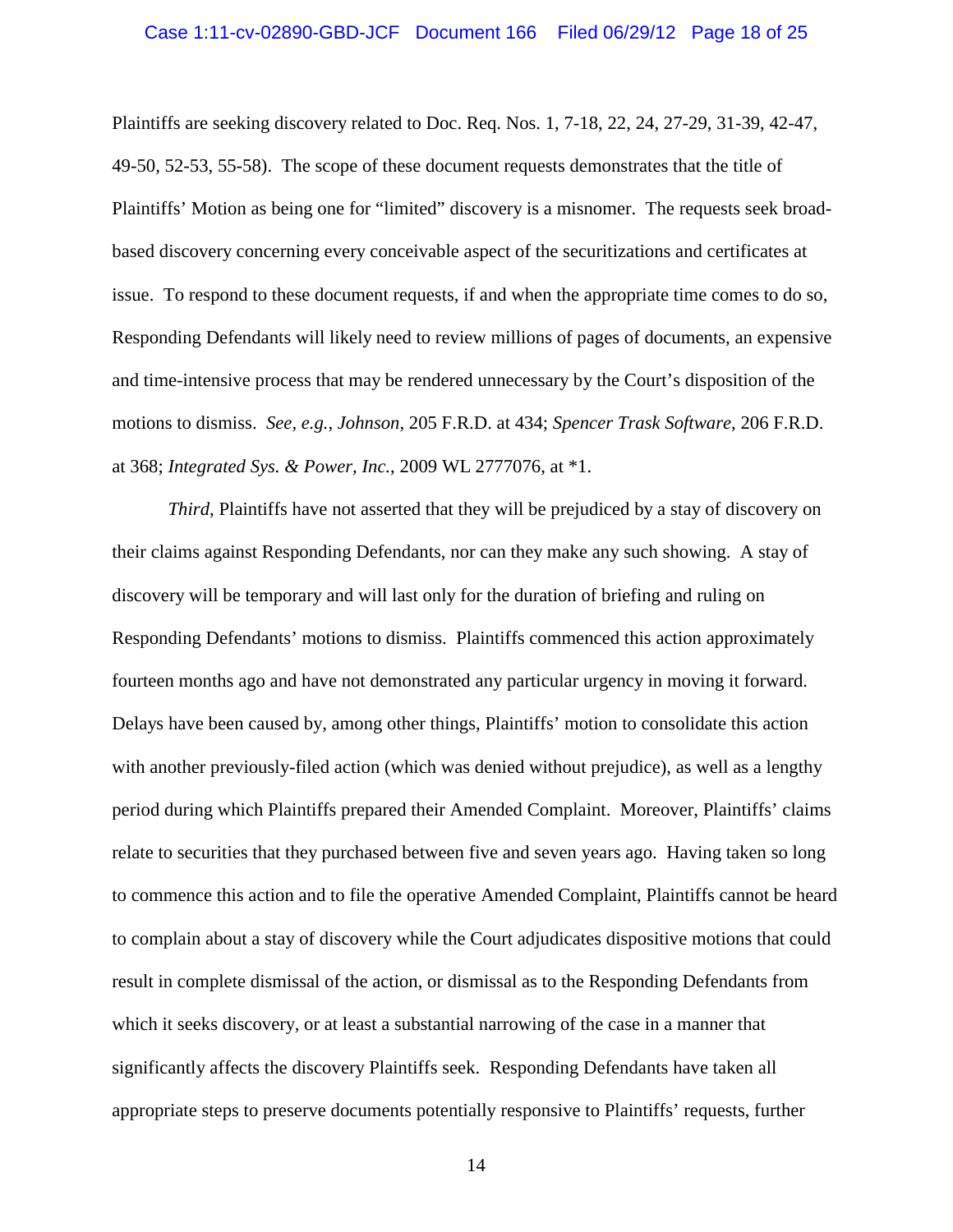Plaintiffs are seeking discovery related to Doc. Req. Nos. 1, 7-18, 22, 24, 27-29, 31-39, 42-47, 49-50, 52-53, 55-58). The scope of these document requests demonstrates that the title of Plaintiffs' Motion as being one for "limited" discovery is a misnomer. The requests seek broad-based discovery concerning every conceivable aspect of the securitizations and certificates at issue. To respond to these document requests, if and when the appropriate time comes to do so, Responding Defendants will likely need to review millions of pages of documents, an expensive and time-intensive process that may be rendered unnecessary by the Court's disposition of the motions to dismiss. *See, e.g.*, *Johnson*, 205 F.R.D. at 434; *Spencer Trask Software*, 206 F.R.D. at 368; *Integrated Sys. & Power, Inc.*, 2009 WL 2777076, at *1.

*Third*, Plaintiffs have not asserted that they will be prejudiced by a stay of discovery on their claims against Responding Defendants, nor can they make any such showing. A stay of discovery will be temporary and will last only for the duration of briefing and ruling on Responding Defendants' motions to dismiss. Plaintiffs commenced this action approximately fourteen months ago and have not demonstrated any particular urgency in moving it forward. Delays have been caused by, among other things, Plaintiffs' motion to consolidate this action with another previously-filed action (which was denied without prejudice), as well as a lengthy period during which Plaintiffs prepared their Amended Complaint. Moreover, Plaintiffs' claims relate to securities that they purchased between five and seven years ago. Having taken so long to commence this action and to file the operative Amended Complaint, Plaintiffs cannot be heard to complain about a stay of discovery while the Court adjudicates dispositive motions that could result in complete dismissal of the action, or dismissal as to the Responding Defendants from which it seeks discovery, or at least a substantial narrowing of the case in a manner that significantly affects the discovery Plaintiffs seek. Responding Defendants have taken all appropriate steps to preserve documents potentially responsive to Plaintiffs' requests, further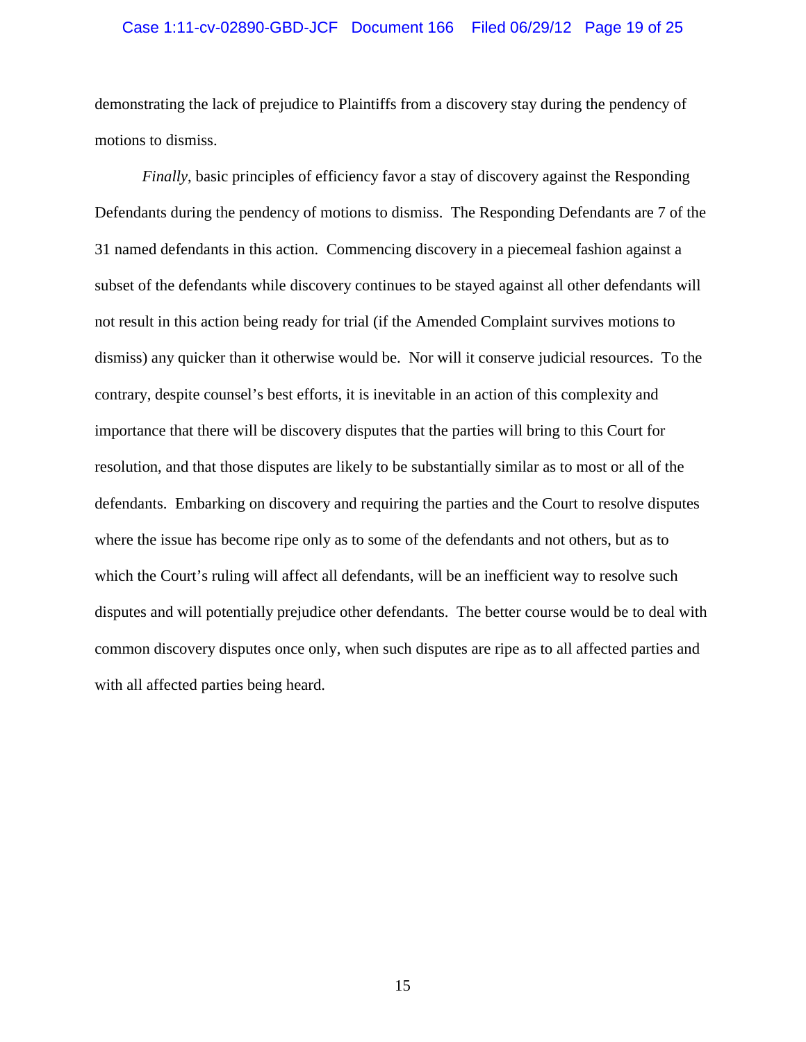demonstrating the lack of prejudice to Plaintiffs from a discovery stay during the pendency of motions to dismiss.

*Finally*, basic principles of efficiency favor a stay of discovery against the Responding Defendants during the pendency of motions to dismiss. The Responding Defendants are 7 of the 31 named defendants in this action. Commencing discovery in a piecemeal fashion against a subset of the defendants while discovery continues to be stayed against all other defendants will not result in this action being ready for trial (if the Amended Complaint survives motions to dismiss) any quicker than it otherwise would be. Nor will it conserve judicial resources. To the contrary, despite counsel's best efforts, it is inevitable in an action of this complexity and importance that there will be discovery disputes that the parties will bring to this Court for resolution, and that those disputes are likely to be substantially similar as to most or all of the defendants. Embarking on discovery and requiring the parties and the Court to resolve disputes where the issue has become ripe only as to some of the defendants and not others, but as to which the Court's ruling will affect all defendants, will be an inefficient way to resolve such disputes and will potentially prejudice other defendants. The better course would be to deal with common discovery disputes once only, when such disputes are ripe as to all affected parties and with all affected parties being heard.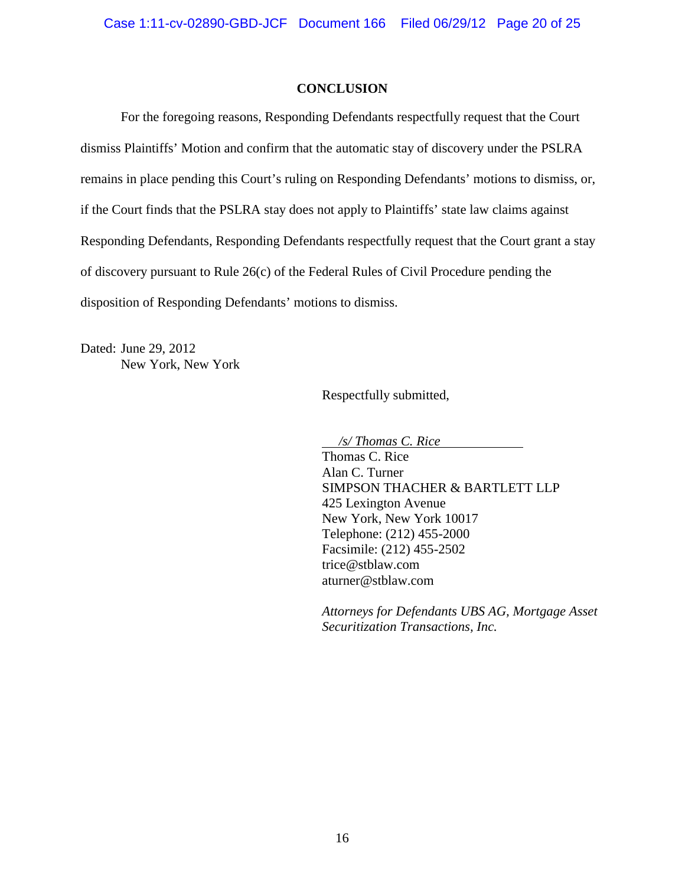## CONCLUSION

For the foregoing reasons, Responding Defendants respectfully request that the Court dismiss Plaintiffs' Motion and confirm that the automatic stay of discovery under the PSLRA remains in place pending this Court's ruling on Responding Defendants' motions to dismiss, or, if the Court finds that the PSLRA stay does not apply to Plaintiffs' state law claims against Responding Defendants, Responding Defendants respectfully request that the Court grant a stay of discovery pursuant to Rule 26(c) of the Federal Rules of Civil Procedure pending the disposition of Responding Defendants' motions to dismiss.

Dated: June 29, 2012
New York, New York

Respectfully submitted,

*/s/ Thomas C. Rice*
Thomas C. Rice
Alan C. Turner
SIMPSON THACHER & BARTLETT LLP
425 Lexington Avenue
New York, New York 10017
Telephone: (212) 455-2000
Facsimile: (212) 455-2502
trice@stblaw.com
aturner@stblaw.com

*Attorneys for Defendants UBS AG, Mortgage Asset Securitization Transactions, Inc.*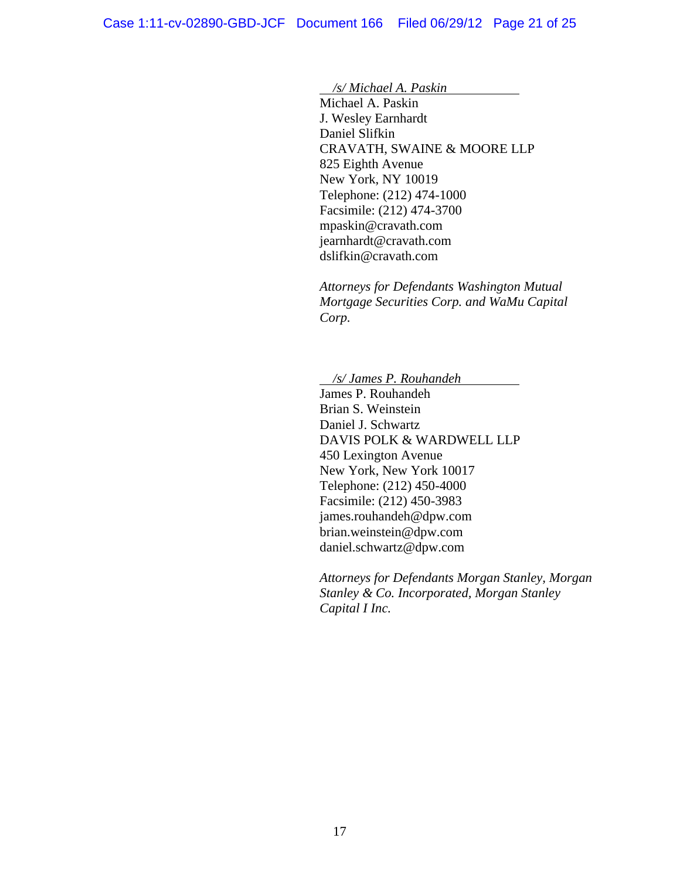*/s/ Michael A. Paskin*

Michael A. Paskin
J. Wesley Earnhardt
Daniel Slifkin
CRAVATH, SWAINE & MOORE LLP
825 Eighth Avenue
New York, NY 10019
Telephone: (212) 474-1000
Facsimile: (212) 474-3700
mpaskin@cravath.com
jearnhardt@cravath.com
dslifkin@cravath.com

*Attorneys for Defendants Washington Mutual Mortgage Securities Corp. and WaMu Capital Corp.*

*/s/ James P. Rouhandeh*

James P. Rouhandeh
Brian S. Weinstein
Daniel J. Schwartz
DAVIS POLK & WARDWELL LLP
450 Lexington Avenue
New York, New York 10017
Telephone: (212) 450-4000
Facsimile: (212) 450-3983
james.rouhandeh@dpw.com
brian.weinstein@dpw.com
daniel.schwartz@dpw.com

*Attorneys for Defendants Morgan Stanley, Morgan Stanley & Co. Incorporated, Morgan Stanley Capital I Inc.*